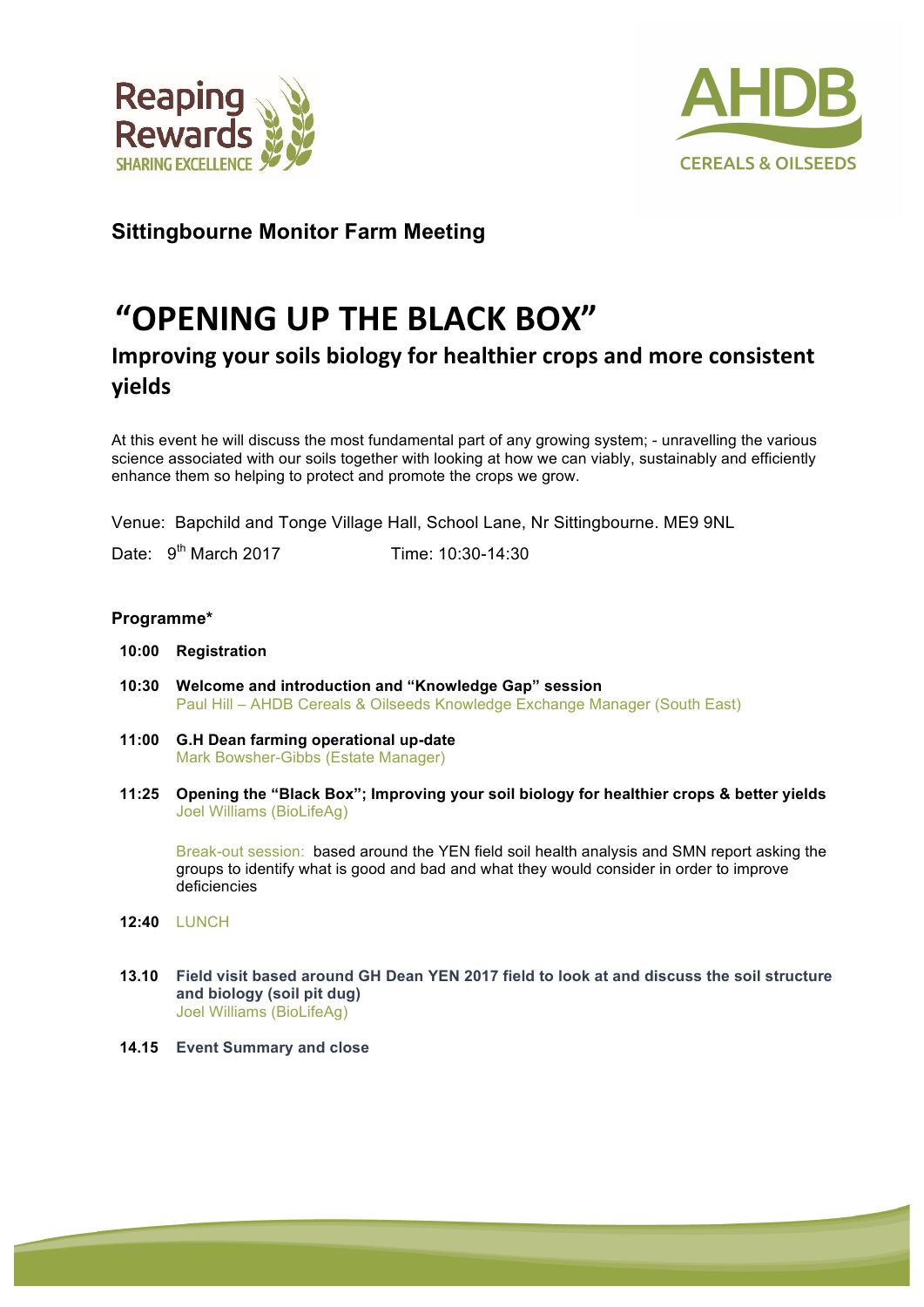Reaping Rewards
SHARING EXCELLENCE

AHDB
CEREALS & OILSEEDS

## Sittingbourne Monitor Farm Meeting

# "OPENING UP THE BLACK BOX"

## Improving your soils biology for healthier crops and more consistent yields

At this event he will discuss the most fundamental part of any growing system; - unravelling the various science associated with our soils together with looking at how we can viably, sustainably and efficiently enhance them so helping to protect and promote the crops we grow.

Venue: Bapchild and Tonge Village Hall, School Lane, Nr Sittingbourne. ME9 9NL

Date: 9th March 2017 Time: 10:30-14:30

**Programme***

**10:00 Registration**

**10:30 Welcome and introduction and "Knowledge Gap" session**
Paul Hill – AHDB Cereals & Oilseeds Knowledge Exchange Manager (South East)

**11:00 G.H Dean farming operational up-date**
Mark Bowsher-Gibbs (Estate Manager)

**11:25 Opening the "Black Box"; Improving your soil biology for healthier crops & better yields**
Joel Williams (BioLifeAg)

Break-out session: based around the YEN field soil health analysis and SMN report asking the groups to identify what is good and bad and what they would consider in order to improve deficiencies

**12:40** LUNCH

**13.10 Field visit based around GH Dean YEN 2017 field to look at and discuss the soil structure and biology (soil pit dug)**
Joel Williams (BioLifeAg)

**14.15 Event Summary and close**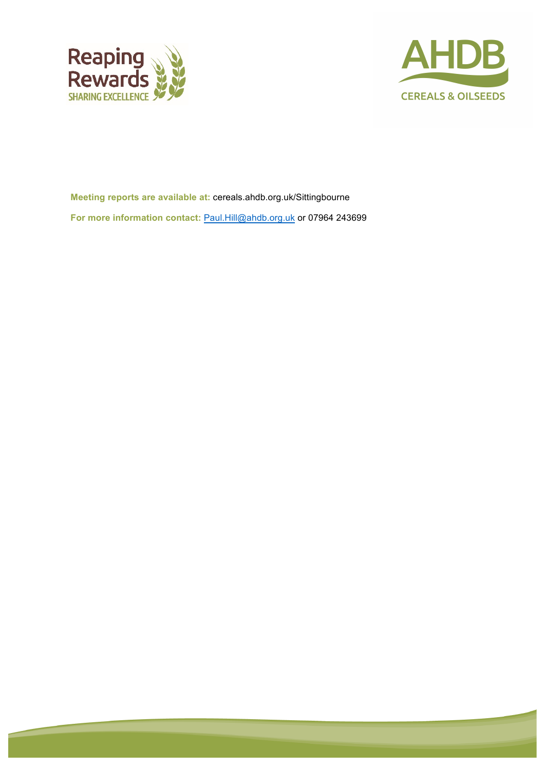Reaping Rewards
SHARING EXCELLENCE

AHDB
CEREALS & OILSEEDS

**Meeting reports are available at:** cereals.ahdb.org.uk/Sittingbourne

**For more information contact:** Paul.Hill@ahdb.org.uk or 07964 243699